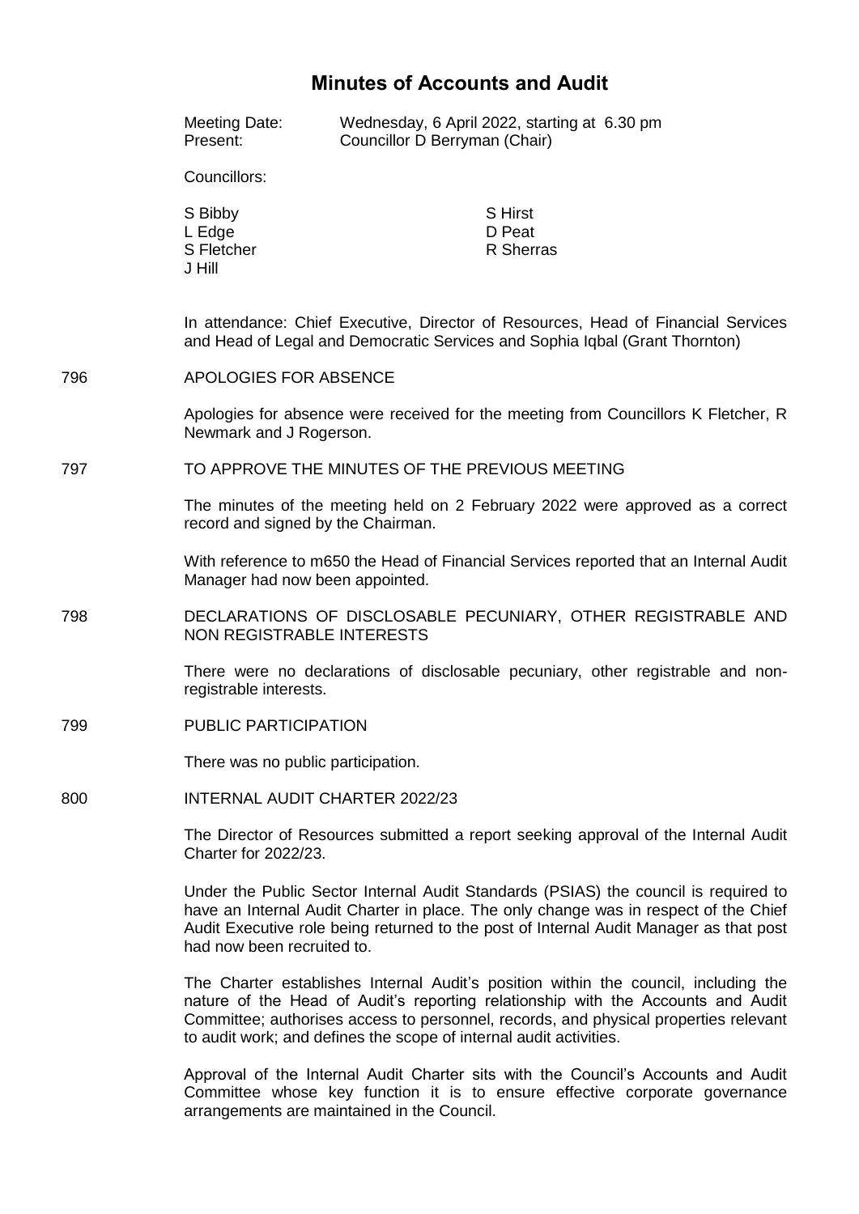# Minutes of Accounts and Audit

Meeting Date: Wednesday, 6 April 2022, starting at 6.30 pm

Present: Councillor D Berryman (Chair)

Councillors:

| | |
|---|---|
| S Bibby | S Hirst |
| L Edge | D Peat |
| S Fletcher | R Sherras |
| J Hill | |

In attendance: Chief Executive, Director of Resources, Head of Financial Services and Head of Legal and Democratic Services and Sophia Iqbal (Grant Thornton)

## 796 APOLOGIES FOR ABSENCE

Apologies for absence were received for the meeting from Councillors K Fletcher, R Newmark and J Rogerson.

## 797 TO APPROVE THE MINUTES OF THE PREVIOUS MEETING

The minutes of the meeting held on 2 February 2022 were approved as a correct record and signed by the Chairman.

With reference to m650 the Head of Financial Services reported that an Internal Audit Manager had now been appointed.

## 798 DECLARATIONS OF DISCLOSABLE PECUNIARY, OTHER REGISTRABLE AND NON REGISTRABLE INTERESTS

There were no declarations of disclosable pecuniary, other registrable and non-registrable interests.

## 799 PUBLIC PARTICIPATION

There was no public participation.

## 800 INTERNAL AUDIT CHARTER 2022/23

The Director of Resources submitted a report seeking approval of the Internal Audit Charter for 2022/23.

Under the Public Sector Internal Audit Standards (PSIAS) the council is required to have an Internal Audit Charter in place. The only change was in respect of the Chief Audit Executive role being returned to the post of Internal Audit Manager as that post had now been recruited to.

The Charter establishes Internal Audit's position within the council, including the nature of the Head of Audit's reporting relationship with the Accounts and Audit Committee; authorises access to personnel, records, and physical properties relevant to audit work; and defines the scope of internal audit activities.

Approval of the Internal Audit Charter sits with the Council's Accounts and Audit Committee whose key function it is to ensure effective corporate governance arrangements are maintained in the Council.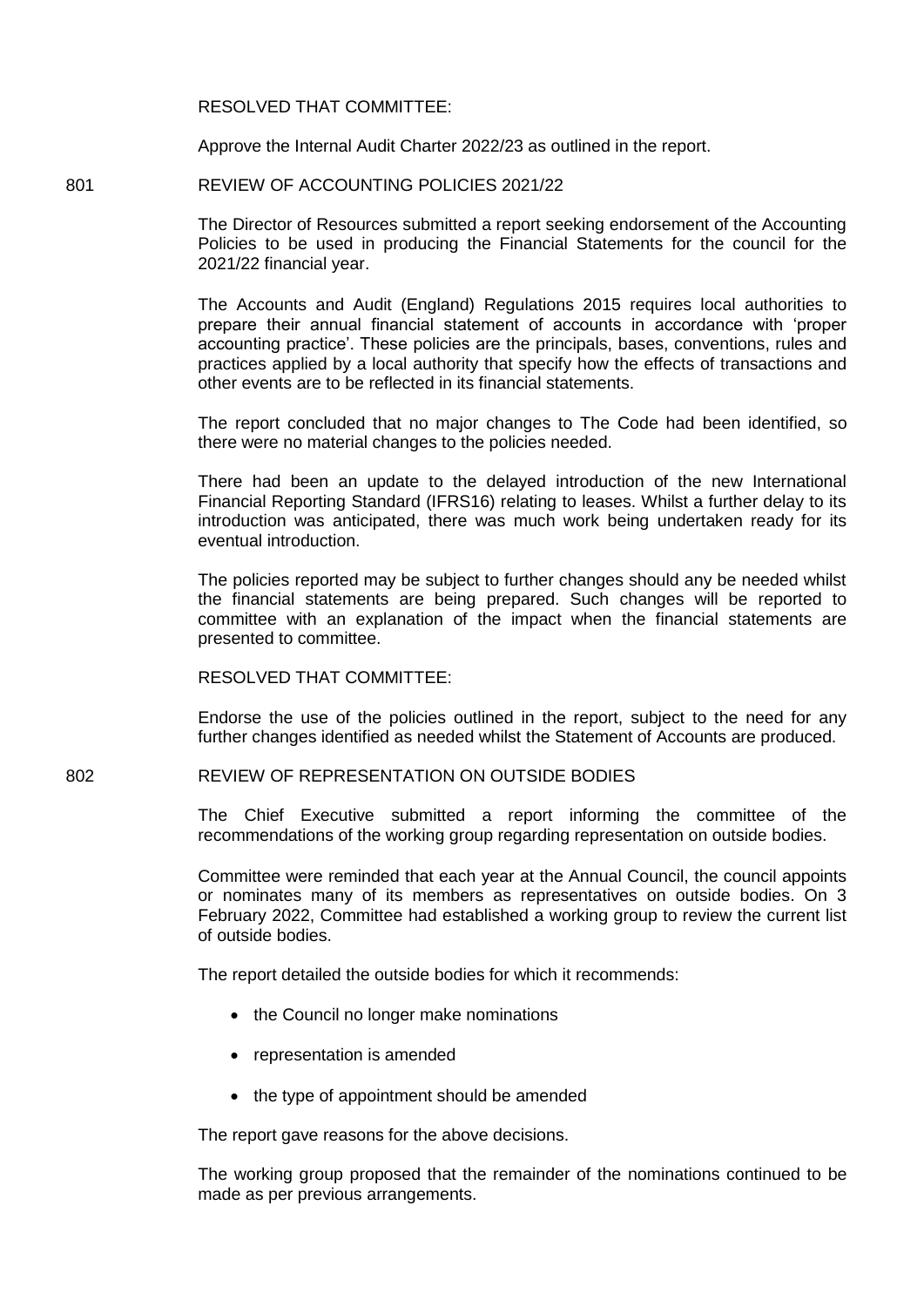RESOLVED THAT COMMITTEE:

Approve the Internal Audit Charter 2022/23 as outlined in the report.

801 REVIEW OF ACCOUNTING POLICIES 2021/22

The Director of Resources submitted a report seeking endorsement of the Accounting Policies to be used in producing the Financial Statements for the council for the 2021/22 financial year.

The Accounts and Audit (England) Regulations 2015 requires local authorities to prepare their annual financial statement of accounts in accordance with 'proper accounting practice'. These policies are the principals, bases, conventions, rules and practices applied by a local authority that specify how the effects of transactions and other events are to be reflected in its financial statements.

The report concluded that no major changes to The Code had been identified, so there were no material changes to the policies needed.

There had been an update to the delayed introduction of the new International Financial Reporting Standard (IFRS16) relating to leases. Whilst a further delay to its introduction was anticipated, there was much work being undertaken ready for its eventual introduction.

The policies reported may be subject to further changes should any be needed whilst the financial statements are being prepared. Such changes will be reported to committee with an explanation of the impact when the financial statements are presented to committee.

RESOLVED THAT COMMITTEE:

Endorse the use of the policies outlined in the report, subject to the need for any further changes identified as needed whilst the Statement of Accounts are produced.

802 REVIEW OF REPRESENTATION ON OUTSIDE BODIES

The Chief Executive submitted a report informing the committee of the recommendations of the working group regarding representation on outside bodies.

Committee were reminded that each year at the Annual Council, the council appoints or nominates many of its members as representatives on outside bodies. On 3 February 2022, Committee had established a working group to review the current list of outside bodies.

The report detailed the outside bodies for which it recommends:

- the Council no longer make nominations
- representation is amended
- the type of appointment should be amended

The report gave reasons for the above decisions.

The working group proposed that the remainder of the nominations continued to be made as per previous arrangements.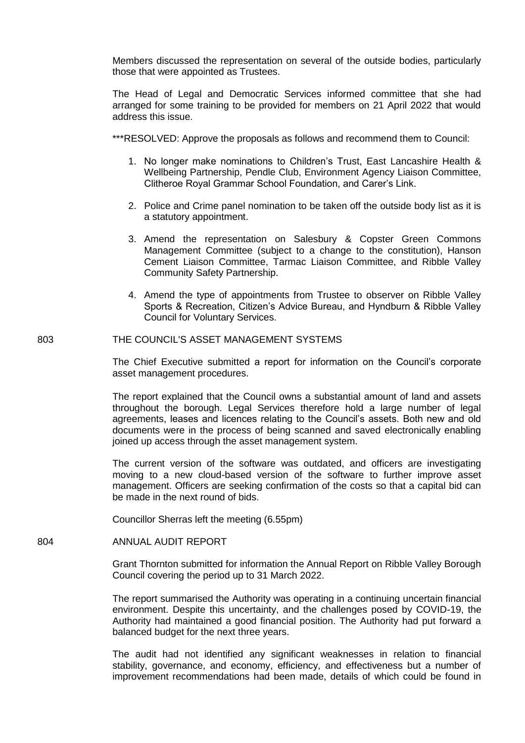Members discussed the representation on several of the outside bodies, particularly those that were appointed as Trustees.

The Head of Legal and Democratic Services informed committee that she had arranged for some training to be provided for members on 21 April 2022 that would address this issue.

***RESOLVED: Approve the proposals as follows and recommend them to Council:

1. No longer make nominations to Children's Trust, East Lancashire Health & Wellbeing Partnership, Pendle Club, Environment Agency Liaison Committee, Clitheroe Royal Grammar School Foundation, and Carer's Link.

2. Police and Crime panel nomination to be taken off the outside body list as it is a statutory appointment.

3. Amend the representation on Salesbury & Copster Green Commons Management Committee (subject to a change to the constitution), Hanson Cement Liaison Committee, Tarmac Liaison Committee, and Ribble Valley Community Safety Partnership.

4. Amend the type of appointments from Trustee to observer on Ribble Valley Sports & Recreation, Citizen's Advice Bureau, and Hyndburn & Ribble Valley Council for Voluntary Services.

803 THE COUNCIL'S ASSET MANAGEMENT SYSTEMS

The Chief Executive submitted a report for information on the Council's corporate asset management procedures.

The report explained that the Council owns a substantial amount of land and assets throughout the borough. Legal Services therefore hold a large number of legal agreements, leases and licences relating to the Council's assets. Both new and old documents were in the process of being scanned and saved electronically enabling joined up access through the asset management system.

The current version of the software was outdated, and officers are investigating moving to a new cloud-based version of the software to further improve asset management. Officers are seeking confirmation of the costs so that a capital bid can be made in the next round of bids.

Councillor Sherras left the meeting (6.55pm)

804 ANNUAL AUDIT REPORT

Grant Thornton submitted for information the Annual Report on Ribble Valley Borough Council covering the period up to 31 March 2022.

The report summarised the Authority was operating in a continuing uncertain financial environment. Despite this uncertainty, and the challenges posed by COVID-19, the Authority had maintained a good financial position. The Authority had put forward a balanced budget for the next three years.

The audit had not identified any significant weaknesses in relation to financial stability, governance, and economy, efficiency, and effectiveness but a number of improvement recommendations had been made, details of which could be found in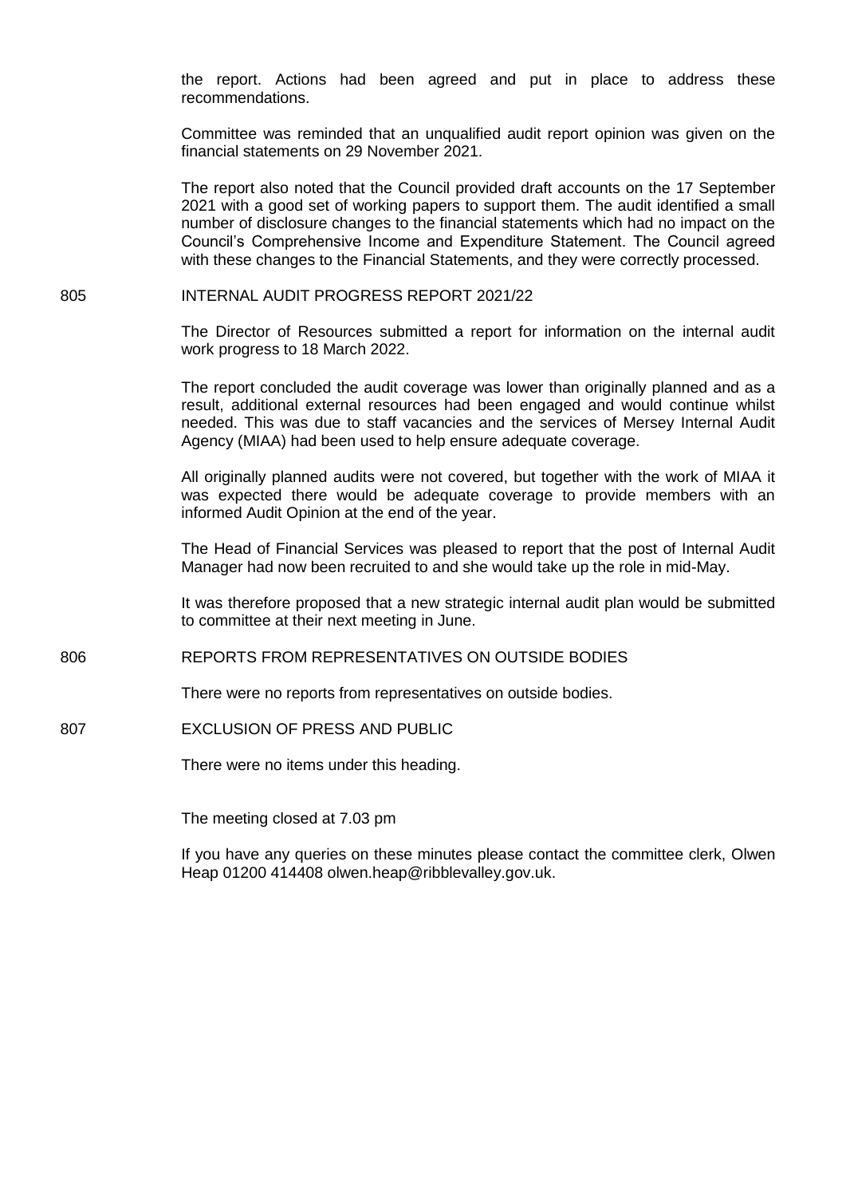the report. Actions had been agreed and put in place to address these recommendations.

Committee was reminded that an unqualified audit report opinion was given on the financial statements on 29 November 2021.

The report also noted that the Council provided draft accounts on the 17 September 2021 with a good set of working papers to support them. The audit identified a small number of disclosure changes to the financial statements which had no impact on the Council's Comprehensive Income and Expenditure Statement. The Council agreed with these changes to the Financial Statements, and they were correctly processed.

805 INTERNAL AUDIT PROGRESS REPORT 2021/22

The Director of Resources submitted a report for information on the internal audit work progress to 18 March 2022.

The report concluded the audit coverage was lower than originally planned and as a result, additional external resources had been engaged and would continue whilst needed. This was due to staff vacancies and the services of Mersey Internal Audit Agency (MIAA) had been used to help ensure adequate coverage.

All originally planned audits were not covered, but together with the work of MIAA it was expected there would be adequate coverage to provide members with an informed Audit Opinion at the end of the year.

The Head of Financial Services was pleased to report that the post of Internal Audit Manager had now been recruited to and she would take up the role in mid-May.

It was therefore proposed that a new strategic internal audit plan would be submitted to committee at their next meeting in June.

806 REPORTS FROM REPRESENTATIVES ON OUTSIDE BODIES

There were no reports from representatives on outside bodies.

807 EXCLUSION OF PRESS AND PUBLIC

There were no items under this heading.

The meeting closed at 7.03 pm

If you have any queries on these minutes please contact the committee clerk, Olwen Heap 01200 414408 olwen.heap@ribblevalley.gov.uk.